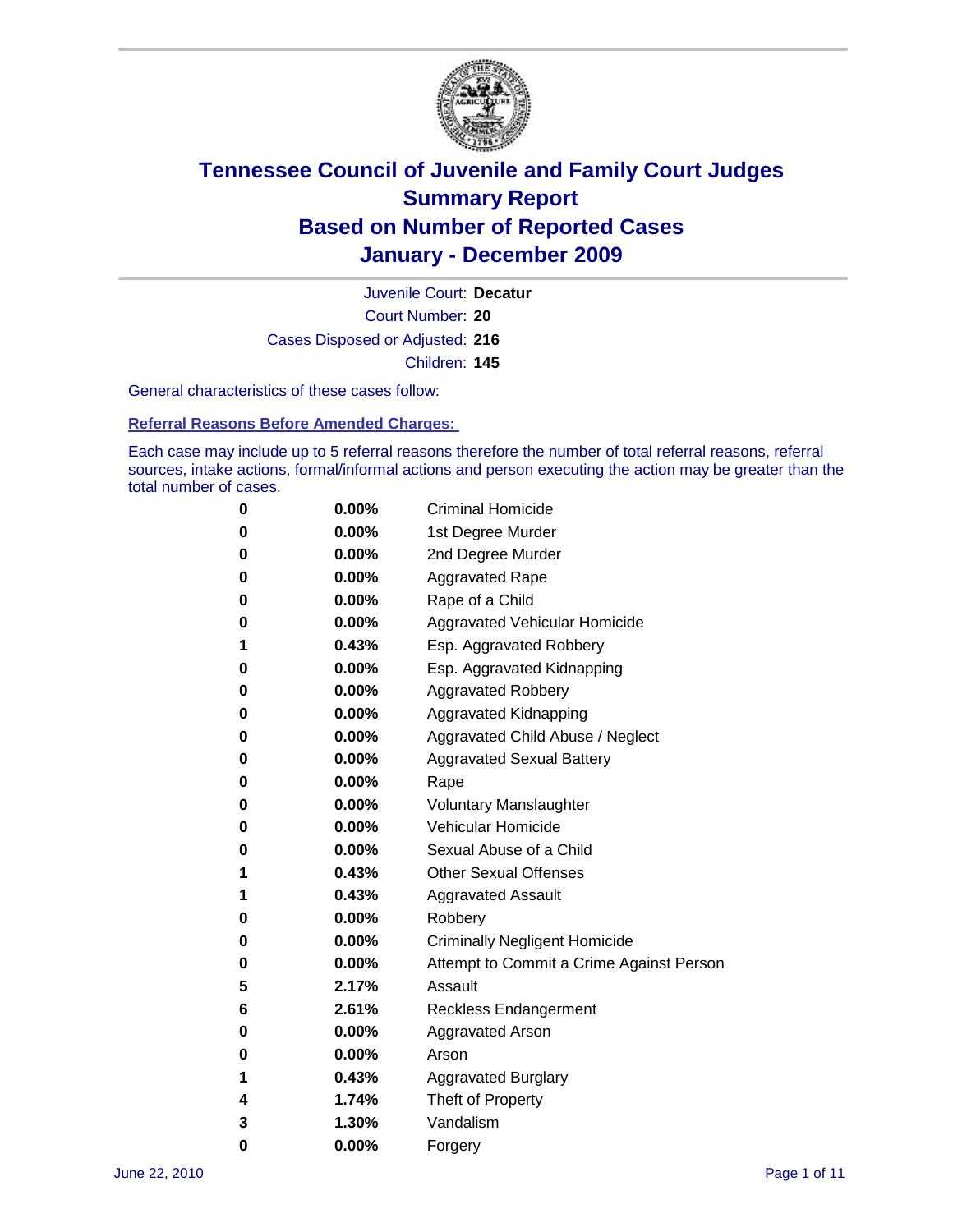# Tennessee Council of Juvenile and Family Court Judges
## Summary Report
## Based on Number of Reported Cases
## January - December 2009

Juvenile Court: **Decatur**

Court Number: **20**

Cases Disposed or Adjusted: **216**

Children: **145**

General characteristics of these cases follow:

### Referral Reasons Before Amended Charges:

Each case may include up to 5 referral reasons therefore the number of total referral reasons, referral sources, intake actions, formal/informal actions and person executing the action may be greater than the total number of cases.

| | | |
|---|---|---|
| 0 | 0.00% | Criminal Homicide |
| 0 | 0.00% | 1st Degree Murder |
| 0 | 0.00% | 2nd Degree Murder |
| 0 | 0.00% | Aggravated Rape |
| 0 | 0.00% | Rape of a Child |
| 0 | 0.00% | Aggravated Vehicular Homicide |
| 1 | 0.43% | Esp. Aggravated Robbery |
| 0 | 0.00% | Esp. Aggravated Kidnapping |
| 0 | 0.00% | Aggravated Robbery |
| 0 | 0.00% | Aggravated Kidnapping |
| 0 | 0.00% | Aggravated Child Abuse / Neglect |
| 0 | 0.00% | Aggravated Sexual Battery |
| 0 | 0.00% | Rape |
| 0 | 0.00% | Voluntary Manslaughter |
| 0 | 0.00% | Vehicular Homicide |
| 0 | 0.00% | Sexual Abuse of a Child |
| 1 | 0.43% | Other Sexual Offenses |
| 1 | 0.43% | Aggravated Assault |
| 0 | 0.00% | Robbery |
| 0 | 0.00% | Criminally Negligent Homicide |
| 0 | 0.00% | Attempt to Commit a Crime Against Person |
| 5 | 2.17% | Assault |
| 6 | 2.61% | Reckless Endangerment |
| 0 | 0.00% | Aggravated Arson |
| 0 | 0.00% | Arson |
| 1 | 0.43% | Aggravated Burglary |
| 4 | 1.74% | Theft of Property |
| 3 | 1.30% | Vandalism |
| 0 | 0.00% | Forgery |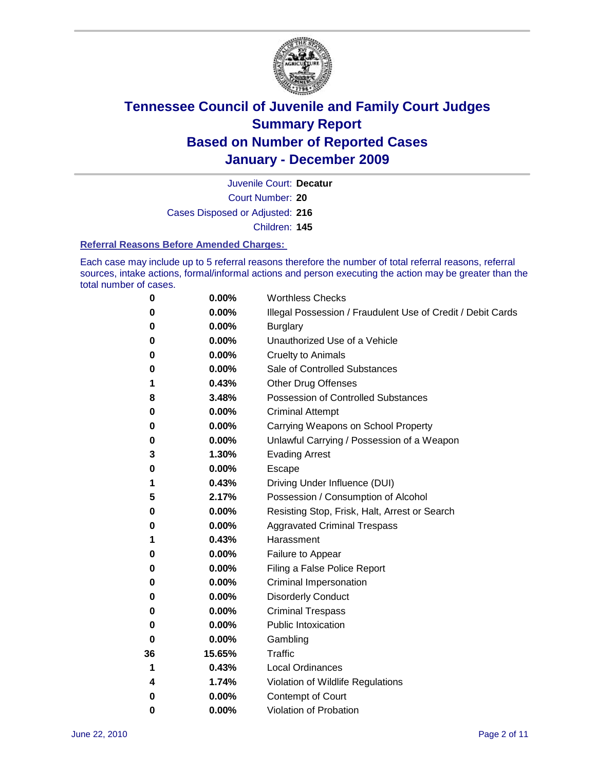# Tennessee Council of Juvenile and Family Court Judges
## Summary Report
## Based on Number of Reported Cases
## January - December 2009

Juvenile Court: **Decatur**

Court Number: **20**

Cases Disposed or Adjusted: **216**

Children: **145**

### Referral Reasons Before Amended Charges:

Each case may include up to 5 referral reasons therefore the number of total referral reasons, referral sources, intake actions, formal/informal actions and person executing the action may be greater than the total number of cases.

| | | |
|---|---|---|
| 0 | 0.00% | Worthless Checks |
| 0 | 0.00% | Illegal Possession / Fraudulent Use of Credit / Debit Cards |
| 0 | 0.00% | Burglary |
| 0 | 0.00% | Unauthorized Use of a Vehicle |
| 0 | 0.00% | Cruelty to Animals |
| 0 | 0.00% | Sale of Controlled Substances |
| 1 | 0.43% | Other Drug Offenses |
| 8 | 3.48% | Possession of Controlled Substances |
| 0 | 0.00% | Criminal Attempt |
| 0 | 0.00% | Carrying Weapons on School Property |
| 0 | 0.00% | Unlawful Carrying / Possession of a Weapon |
| 3 | 1.30% | Evading Arrest |
| 0 | 0.00% | Escape |
| 1 | 0.43% | Driving Under Influence (DUI) |
| 5 | 2.17% | Possession / Consumption of Alcohol |
| 0 | 0.00% | Resisting Stop, Frisk, Halt, Arrest or Search |
| 0 | 0.00% | Aggravated Criminal Trespass |
| 1 | 0.43% | Harassment |
| 0 | 0.00% | Failure to Appear |
| 0 | 0.00% | Filing a False Police Report |
| 0 | 0.00% | Criminal Impersonation |
| 0 | 0.00% | Disorderly Conduct |
| 0 | 0.00% | Criminal Trespass |
| 0 | 0.00% | Public Intoxication |
| 0 | 0.00% | Gambling |
| 36 | 15.65% | Traffic |
| 1 | 0.43% | Local Ordinances |
| 4 | 1.74% | Violation of Wildlife Regulations |
| 0 | 0.00% | Contempt of Court |
| 0 | 0.00% | Violation of Probation |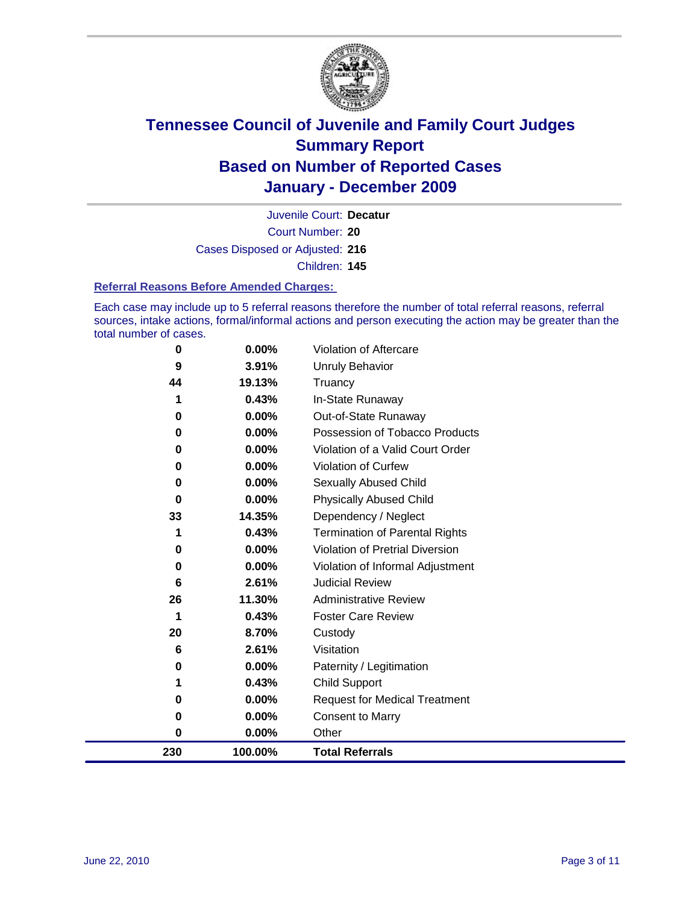# Tennessee Council of Juvenile and Family Court Judges
# Summary Report
# Based on Number of Reported Cases
# January - December 2009

Juvenile Court: **Decatur**

Court Number: **20**

Cases Disposed or Adjusted: **216**

Children: **145**

### Referral Reasons Before Amended Charges:

Each case may include up to 5 referral reasons therefore the number of total referral reasons, referral sources, intake actions, formal/informal actions and person executing the action may be greater than the total number of cases.

| Count | Percent | Referral Reason |
|---|---|---|
| 0 | 0.00% | Violation of Aftercare |
| 9 | 3.91% | Unruly Behavior |
| 44 | 19.13% | Truancy |
| 1 | 0.43% | In-State Runaway |
| 0 | 0.00% | Out-of-State Runaway |
| 0 | 0.00% | Possession of Tobacco Products |
| 0 | 0.00% | Violation of a Valid Court Order |
| 0 | 0.00% | Violation of Curfew |
| 0 | 0.00% | Sexually Abused Child |
| 0 | 0.00% | Physically Abused Child |
| 33 | 14.35% | Dependency / Neglect |
| 1 | 0.43% | Termination of Parental Rights |
| 0 | 0.00% | Violation of Pretrial Diversion |
| 0 | 0.00% | Violation of Informal Adjustment |
| 6 | 2.61% | Judicial Review |
| 26 | 11.30% | Administrative Review |
| 1 | 0.43% | Foster Care Review |
| 20 | 8.70% | Custody |
| 6 | 2.61% | Visitation |
| 0 | 0.00% | Paternity / Legitimation |
| 1 | 0.43% | Child Support |
| 0 | 0.00% | Request for Medical Treatment |
| 0 | 0.00% | Consent to Marry |
| 0 | 0.00% | Other |
| **230** | **100.00%** | **Total Referrals** |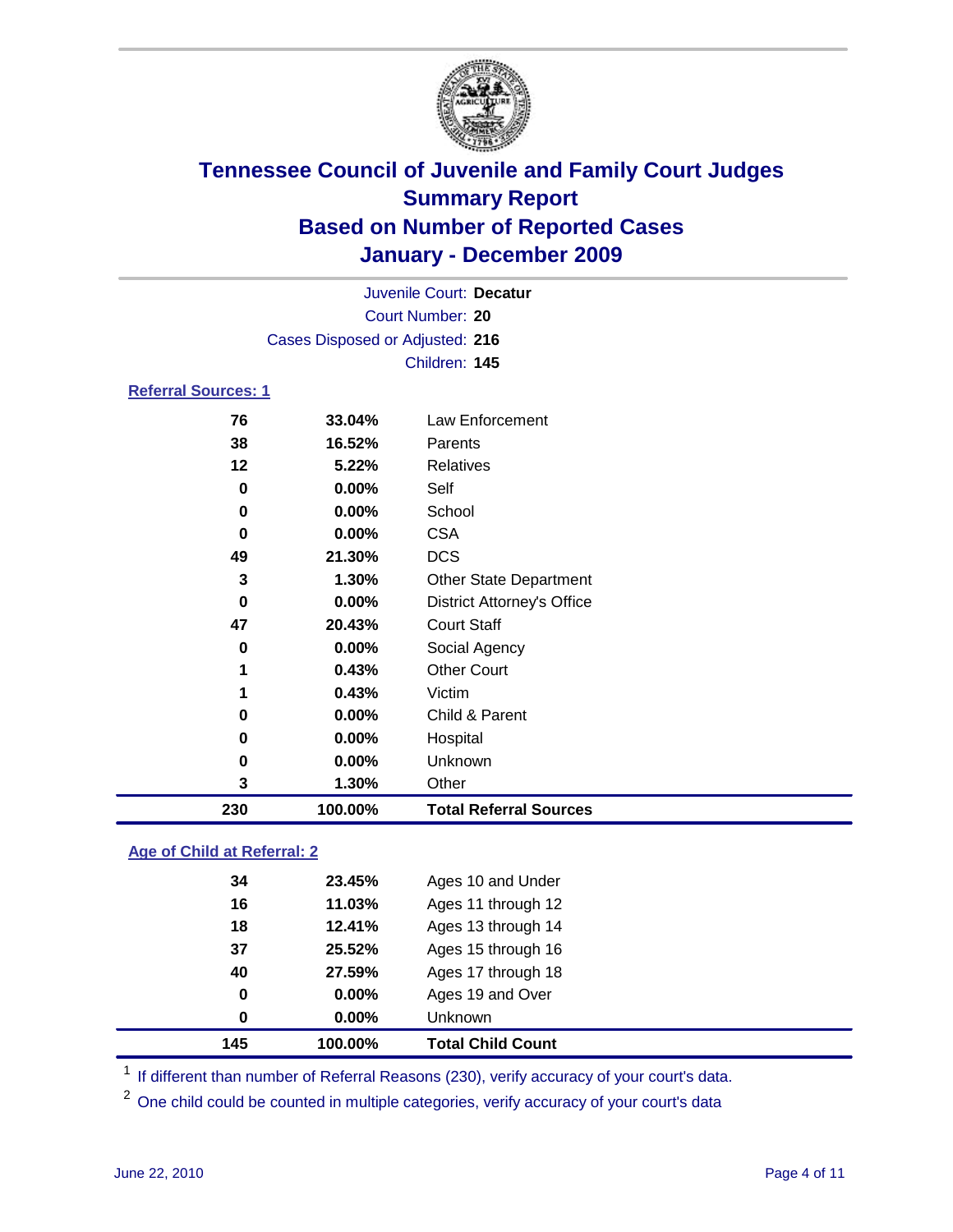# Tennessee Council of Juvenile and Family Court Judges
## Summary Report
## Based on Number of Reported Cases
## January - December 2009

Juvenile Court: **Decatur**
Court Number: **20**
Cases Disposed or Adjusted: **216**
Children: **145**

### Referral Sources: 1

| | | |
|---|---|---|
| 76 | 33.04% | Law Enforcement |
| 38 | 16.52% | Parents |
| 12 | 5.22% | Relatives |
| 0 | 0.00% | Self |
| 0 | 0.00% | School |
| 0 | 0.00% | CSA |
| 49 | 21.30% | DCS |
| 3 | 1.30% | Other State Department |
| 0 | 0.00% | District Attorney's Office |
| 47 | 20.43% | Court Staff |
| 0 | 0.00% | Social Agency |
| 1 | 0.43% | Other Court |
| 1 | 0.43% | Victim |
| 0 | 0.00% | Child & Parent |
| 0 | 0.00% | Hospital |
| 0 | 0.00% | Unknown |
| 3 | 1.30% | Other |
| **230** | **100.00%** | **Total Referral Sources** |

### Age of Child at Referral: 2

| | | |
|---|---|---|
| 34 | 23.45% | Ages 10 and Under |
| 16 | 11.03% | Ages 11 through 12 |
| 18 | 12.41% | Ages 13 through 14 |
| 37 | 25.52% | Ages 15 through 16 |
| 40 | 27.59% | Ages 17 through 18 |
| 0 | 0.00% | Ages 19 and Over |
| 0 | 0.00% | Unknown |
| **145** | **100.00%** | **Total Child Count** |

[1] If different than number of Referral Reasons (230), verify accuracy of your court's data.

[2] One child could be counted in multiple categories, verify accuracy of your court's data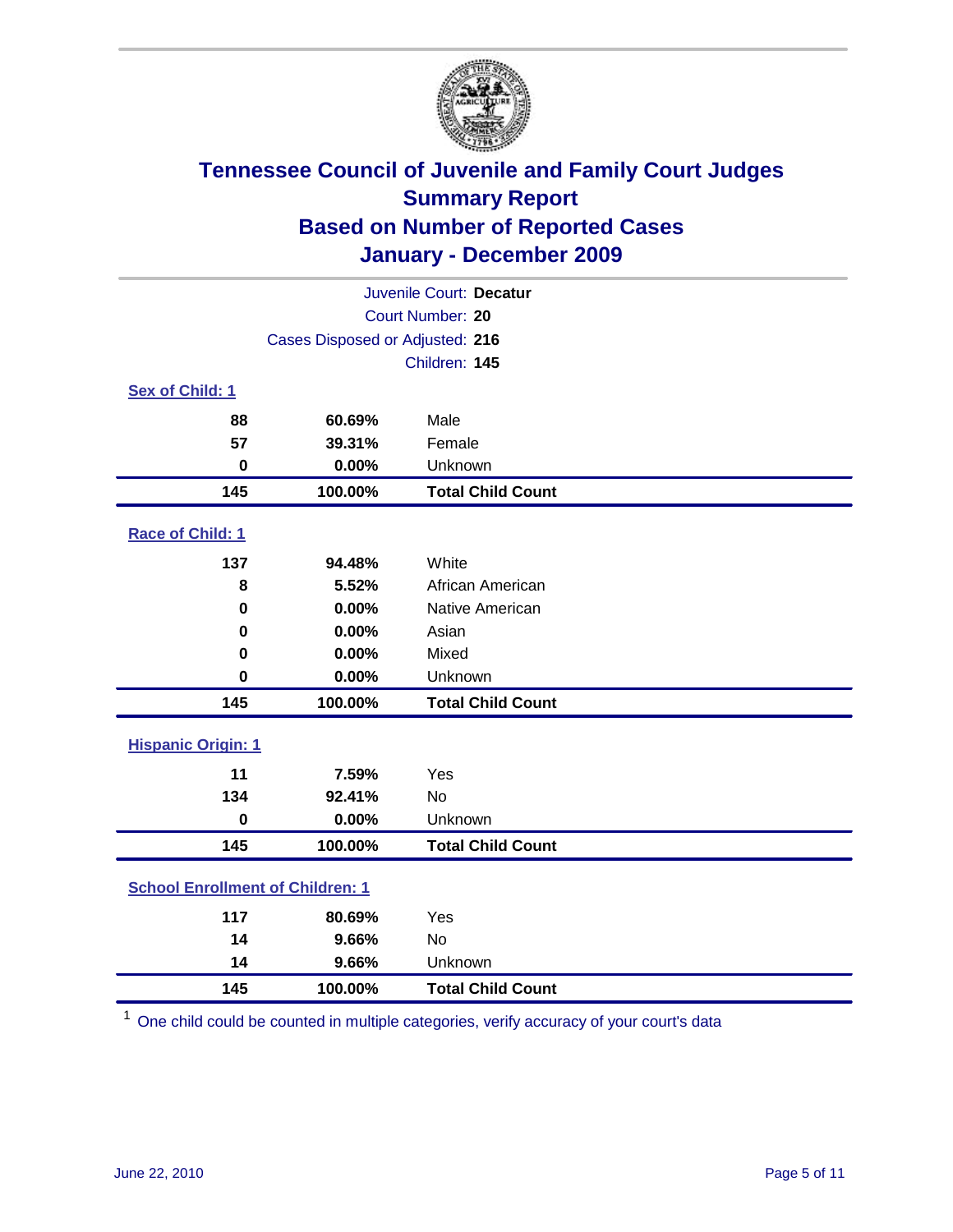# Tennessee Council of Juvenile and Family Court Judges
## Summary Report
## Based on Number of Reported Cases
## January - December 2009

Juvenile Court: **Decatur**
Court Number: **20**
Cases Disposed or Adjusted: **216**
Children: **145**

### Sex of Child: 1

| | | |
|---|---|---|
| 88 | 60.69% | Male |
| 57 | 39.31% | Female |
| 0 | 0.00% | Unknown |
| **145** | **100.00%** | **Total Child Count** |

### Race of Child: 1

| | | |
|---|---|---|
| 137 | 94.48% | White |
| 8 | 5.52% | African American |
| 0 | 0.00% | Native American |
| 0 | 0.00% | Asian |
| 0 | 0.00% | Mixed |
| 0 | 0.00% | Unknown |
| **145** | **100.00%** | **Total Child Count** |

### Hispanic Origin: 1

| | | |
|---|---|---|
| 11 | 7.59% | Yes |
| 134 | 92.41% | No |
| 0 | 0.00% | Unknown |
| **145** | **100.00%** | **Total Child Count** |

### School Enrollment of Children: 1

| | | |
|---|---|---|
| 117 | 80.69% | Yes |
| 14 | 9.66% | No |
| 14 | 9.66% | Unknown |
| **145** | **100.00%** | **Total Child Count** |

[1] One child could be counted in multiple categories, verify accuracy of your court's data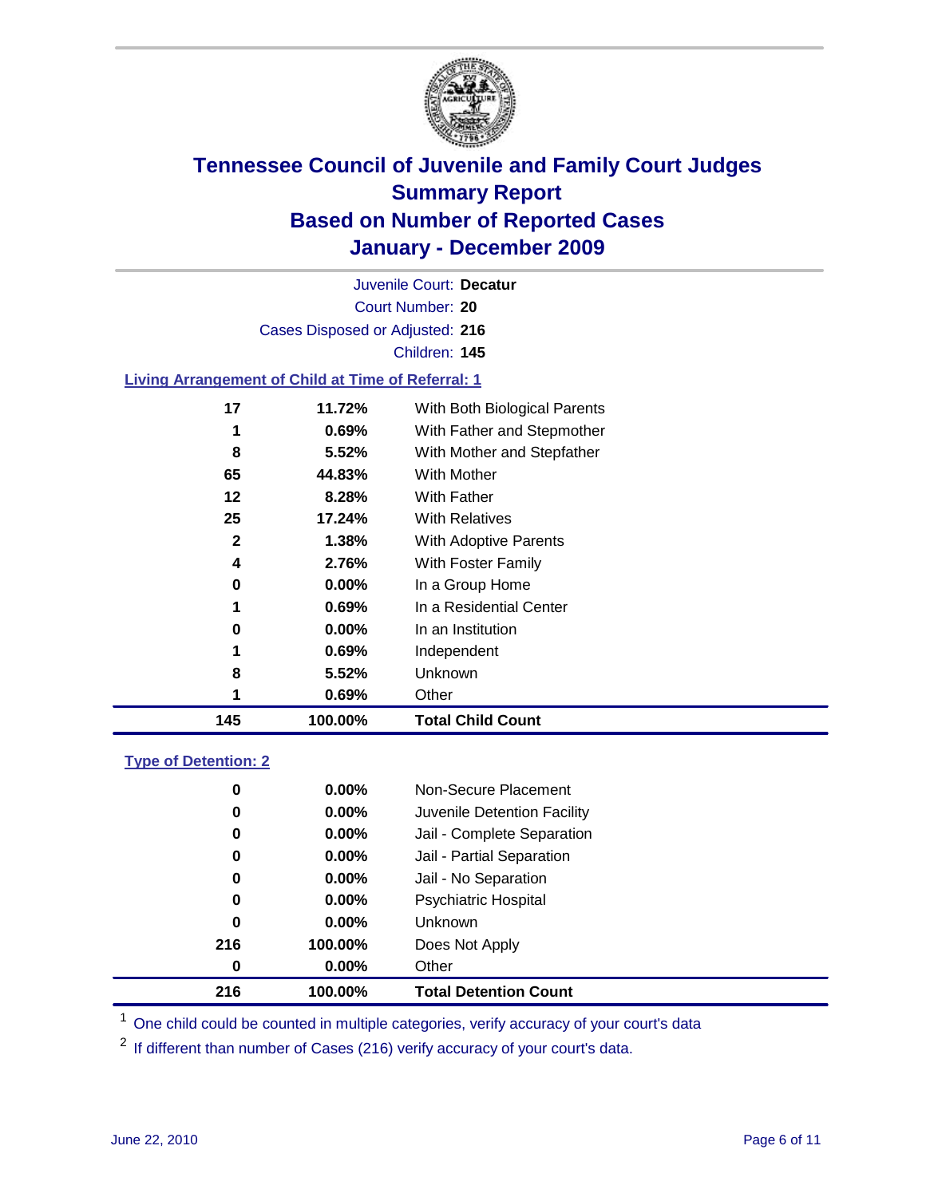# Tennessee Council of Juvenile and Family Court Judges
## Summary Report
## Based on Number of Reported Cases
## January - December 2009

Juvenile Court: **Decatur**
Court Number: **20**
Cases Disposed or Adjusted: **216**
Children: **145**

### Living Arrangement of Child at Time of Referral: 1

| Count | Percent | Category |
|---|---|---|
| 17 | 11.72% | With Both Biological Parents |
| 1 | 0.69% | With Father and Stepmother |
| 8 | 5.52% | With Mother and Stepfather |
| 65 | 44.83% | With Mother |
| 12 | 8.28% | With Father |
| 25 | 17.24% | With Relatives |
| 2 | 1.38% | With Adoptive Parents |
| 4 | 2.76% | With Foster Family |
| 0 | 0.00% | In a Group Home |
| 1 | 0.69% | In a Residential Center |
| 0 | 0.00% | In an Institution |
| 1 | 0.69% | Independent |
| 8 | 5.52% | Unknown |
| 1 | 0.69% | Other |
| **145** | **100.00%** | **Total Child Count** |

### Type of Detention: 2

| Count | Percent | Category |
|---|---|---|
| 0 | 0.00% | Non-Secure Placement |
| 0 | 0.00% | Juvenile Detention Facility |
| 0 | 0.00% | Jail - Complete Separation |
| 0 | 0.00% | Jail - Partial Separation |
| 0 | 0.00% | Jail - No Separation |
| 0 | 0.00% | Psychiatric Hospital |
| 0 | 0.00% | Unknown |
| 216 | 100.00% | Does Not Apply |
| 0 | 0.00% | Other |
| **216** | **100.00%** | **Total Detention Count** |

[1] One child could be counted in multiple categories, verify accuracy of your court's data

[2] If different than number of Cases (216) verify accuracy of your court's data.

June 22, 2010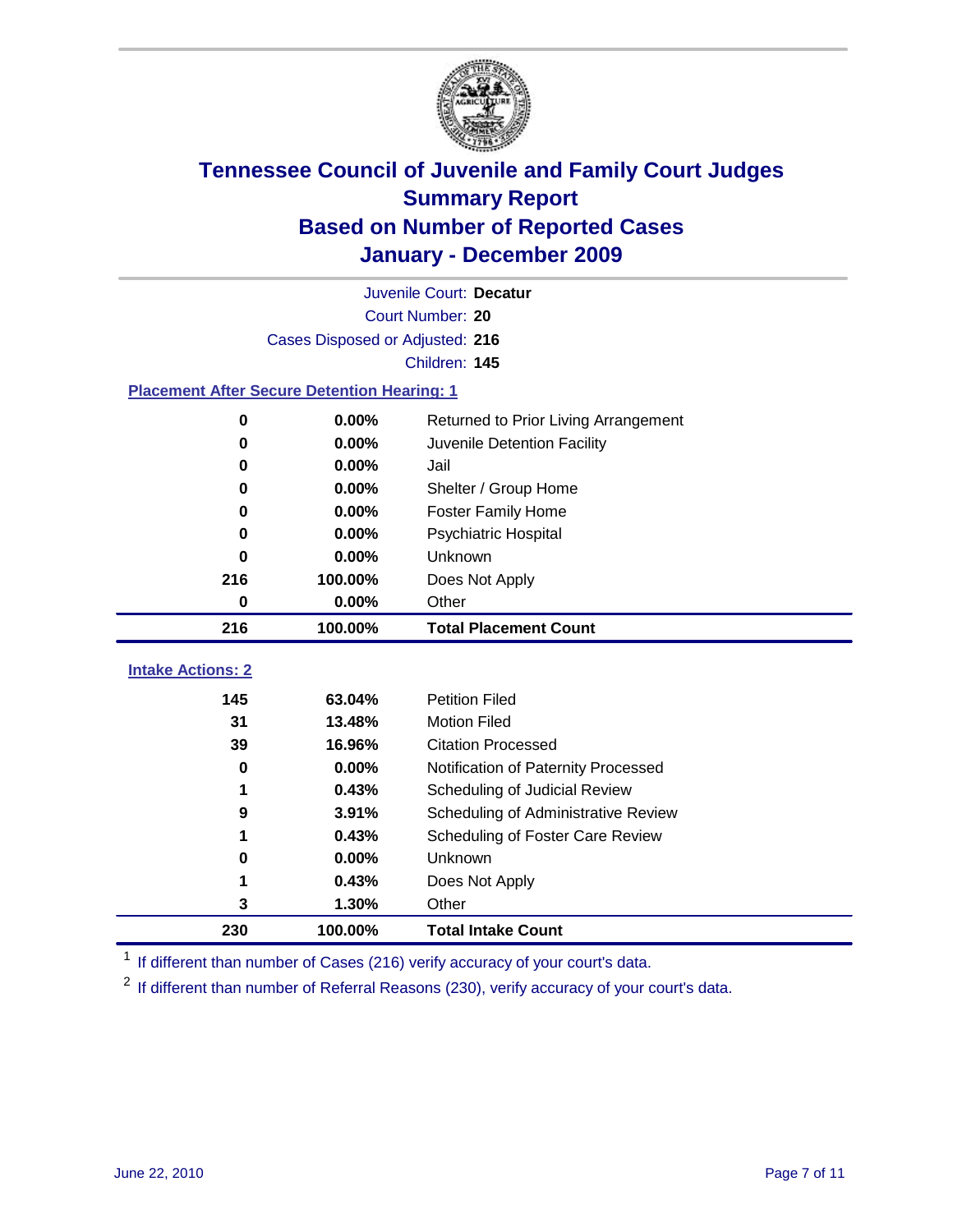# Tennessee Council of Juvenile and Family Court Judges
## Summary Report
## Based on Number of Reported Cases
## January - December 2009

Juvenile Court: **Decatur**

Court Number: **20**

Cases Disposed or Adjusted: **216**

Children: **145**

### Placement After Secure Detention Hearing: 1

| Count | Percent | Placement |
|---|---|---|
| 0 | 0.00% | Returned to Prior Living Arrangement |
| 0 | 0.00% | Juvenile Detention Facility |
| 0 | 0.00% | Jail |
| 0 | 0.00% | Shelter / Group Home |
| 0 | 0.00% | Foster Family Home |
| 0 | 0.00% | Psychiatric Hospital |
| 0 | 0.00% | Unknown |
| 216 | 100.00% | Does Not Apply |
| 0 | 0.00% | Other |
| **216** | **100.00%** | **Total Placement Count** |

### Intake Actions: 2

| Count | Percent | Intake Action |
|---|---|---|
| 145 | 63.04% | Petition Filed |
| 31 | 13.48% | Motion Filed |
| 39 | 16.96% | Citation Processed |
| 0 | 0.00% | Notification of Paternity Processed |
| 1 | 0.43% | Scheduling of Judicial Review |
| 9 | 3.91% | Scheduling of Administrative Review |
| 1 | 0.43% | Scheduling of Foster Care Review |
| 0 | 0.00% | Unknown |
| 1 | 0.43% | Does Not Apply |
| 3 | 1.30% | Other |
| **230** | **100.00%** | **Total Intake Count** |

[1] If different than number of Cases (216) verify accuracy of your court's data.

[2] If different than number of Referral Reasons (230), verify accuracy of your court's data.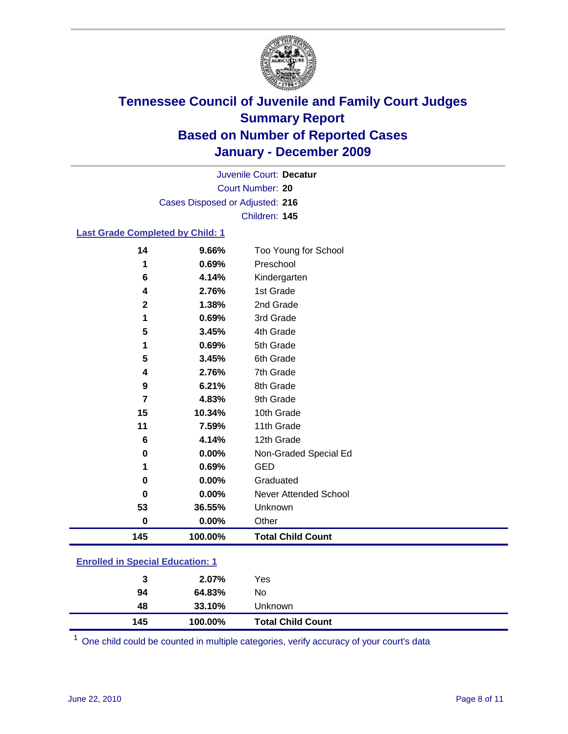# Tennessee Council of Juvenile and Family Court Judges
## Summary Report
## Based on Number of Reported Cases
## January - December 2009

Juvenile Court: **Decatur**
Court Number: **20**
Cases Disposed or Adjusted: **216**
Children: **145**

### Last Grade Completed by Child: 1

| Count | Percent | Category |
|---|---|---|
| 14 | 9.66% | Too Young for School |
| 1 | 0.69% | Preschool |
| 6 | 4.14% | Kindergarten |
| 4 | 2.76% | 1st Grade |
| 2 | 1.38% | 2nd Grade |
| 1 | 0.69% | 3rd Grade |
| 5 | 3.45% | 4th Grade |
| 1 | 0.69% | 5th Grade |
| 5 | 3.45% | 6th Grade |
| 4 | 2.76% | 7th Grade |
| 9 | 6.21% | 8th Grade |
| 7 | 4.83% | 9th Grade |
| 15 | 10.34% | 10th Grade |
| 11 | 7.59% | 11th Grade |
| 6 | 4.14% | 12th Grade |
| 0 | 0.00% | Non-Graded Special Ed |
| 1 | 0.69% | GED |
| 0 | 0.00% | Graduated |
| 0 | 0.00% | Never Attended School |
| 53 | 36.55% | Unknown |
| 0 | 0.00% | Other |
| **145** | **100.00%** | **Total Child Count** |

### Enrolled in Special Education: 1

| Count | Percent | Category |
|---|---|---|
| 3 | 2.07% | Yes |
| 94 | 64.83% | No |
| 48 | 33.10% | Unknown |
| **145** | **100.00%** | **Total Child Count** |

[1] One child could be counted in multiple categories, verify accuracy of your court's data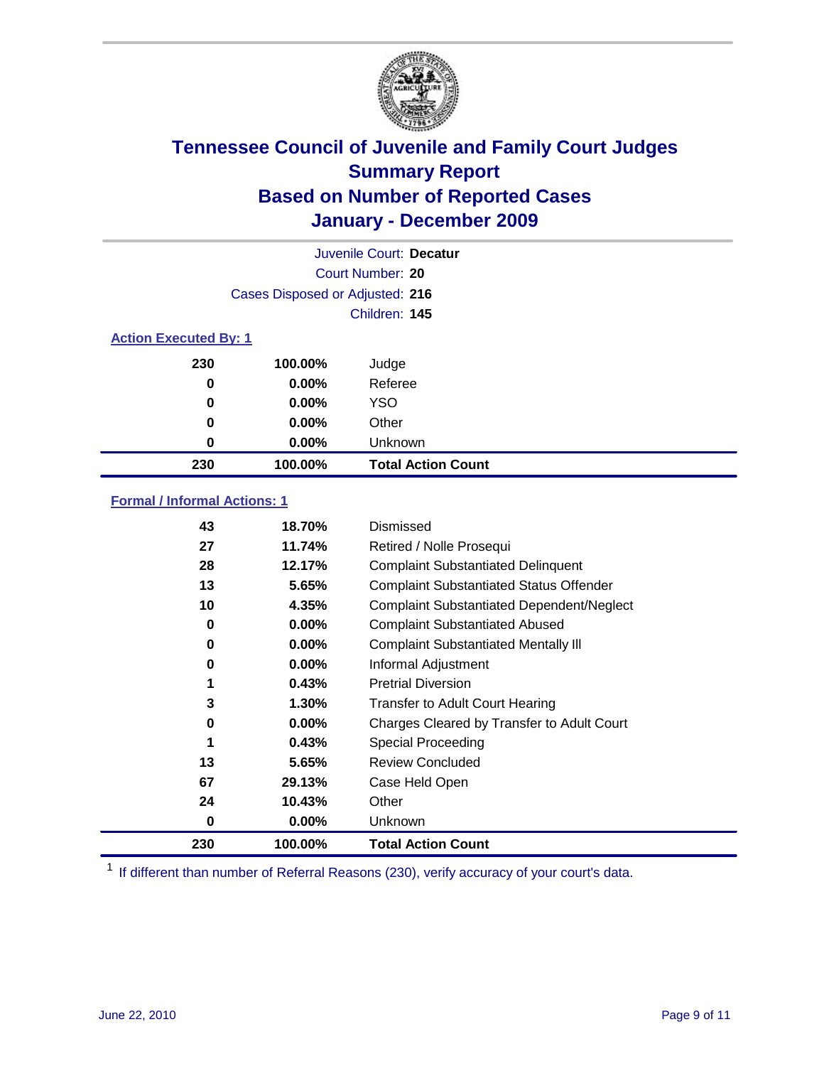# Tennessee Council of Juvenile and Family Court Judges
## Summary Report
## Based on Number of Reported Cases
## January - December 2009

Juvenile Court: **Decatur**
Court Number: **20**
Cases Disposed or Adjusted: **216**
Children: **145**

### Action Executed By: 1

| Count | Percent | Action |
|---|---|---|
| 230 | 100.00% | Judge |
| 0 | 0.00% | Referee |
| 0 | 0.00% | YSO |
| 0 | 0.00% | Other |
| 0 | 0.00% | Unknown |
| **230** | **100.00%** | **Total Action Count** |

### Formal / Informal Actions: 1

| Count | Percent | Action |
|---|---|---|
| 43 | 18.70% | Dismissed |
| 27 | 11.74% | Retired / Nolle Prosequi |
| 28 | 12.17% | Complaint Substantiated Delinquent |
| 13 | 5.65% | Complaint Substantiated Status Offender |
| 10 | 4.35% | Complaint Substantiated Dependent/Neglect |
| 0 | 0.00% | Complaint Substantiated Abused |
| 0 | 0.00% | Complaint Substantiated Mentally Ill |
| 0 | 0.00% | Informal Adjustment |
| 1 | 0.43% | Pretrial Diversion |
| 3 | 1.30% | Transfer to Adult Court Hearing |
| 0 | 0.00% | Charges Cleared by Transfer to Adult Court |
| 1 | 0.43% | Special Proceeding |
| 13 | 5.65% | Review Concluded |
| 67 | 29.13% | Case Held Open |
| 24 | 10.43% | Other |
| 0 | 0.00% | Unknown |
| **230** | **100.00%** | **Total Action Count** |

[1] If different than number of Referral Reasons (230), verify accuracy of your court's data.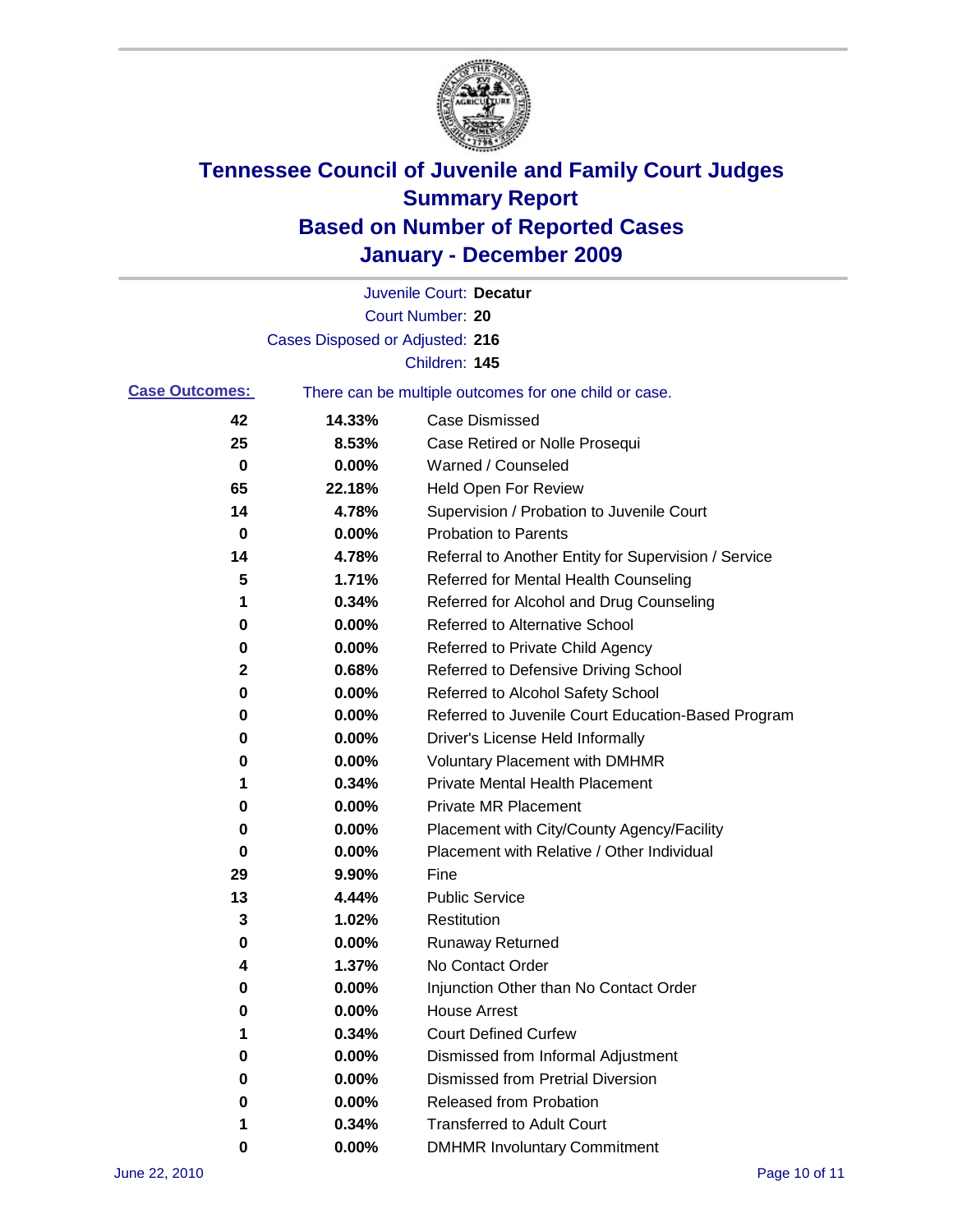# Tennessee Council of Juvenile and Family Court Judges
## Summary Report
## Based on Number of Reported Cases
## January - December 2009

Juvenile Court: **Decatur**
Court Number: **20**
Cases Disposed or Adjusted: **216**
Children: **145**

**Case Outcomes:** There can be multiple outcomes for one child or case.

| Count | Percent | Outcome |
|---|---|---|
| 42 | 14.33% | Case Dismissed |
| 25 | 8.53% | Case Retired or Nolle Prosequi |
| 0 | 0.00% | Warned / Counseled |
| 65 | 22.18% | Held Open For Review |
| 14 | 4.78% | Supervision / Probation to Juvenile Court |
| 0 | 0.00% | Probation to Parents |
| 14 | 4.78% | Referral to Another Entity for Supervision / Service |
| 5 | 1.71% | Referred for Mental Health Counseling |
| 1 | 0.34% | Referred for Alcohol and Drug Counseling |
| 0 | 0.00% | Referred to Alternative School |
| 0 | 0.00% | Referred to Private Child Agency |
| 2 | 0.68% | Referred to Defensive Driving School |
| 0 | 0.00% | Referred to Alcohol Safety School |
| 0 | 0.00% | Referred to Juvenile Court Education-Based Program |
| 0 | 0.00% | Driver's License Held Informally |
| 0 | 0.00% | Voluntary Placement with DMHMR |
| 1 | 0.34% | Private Mental Health Placement |
| 0 | 0.00% | Private MR Placement |
| 0 | 0.00% | Placement with City/County Agency/Facility |
| 0 | 0.00% | Placement with Relative / Other Individual |
| 29 | 9.90% | Fine |
| 13 | 4.44% | Public Service |
| 3 | 1.02% | Restitution |
| 0 | 0.00% | Runaway Returned |
| 4 | 1.37% | No Contact Order |
| 0 | 0.00% | Injunction Other than No Contact Order |
| 0 | 0.00% | House Arrest |
| 1 | 0.34% | Court Defined Curfew |
| 0 | 0.00% | Dismissed from Informal Adjustment |
| 0 | 0.00% | Dismissed from Pretrial Diversion |
| 0 | 0.00% | Released from Probation |
| 1 | 0.34% | Transferred to Adult Court |
| 0 | 0.00% | DMHMR Involuntary Commitment |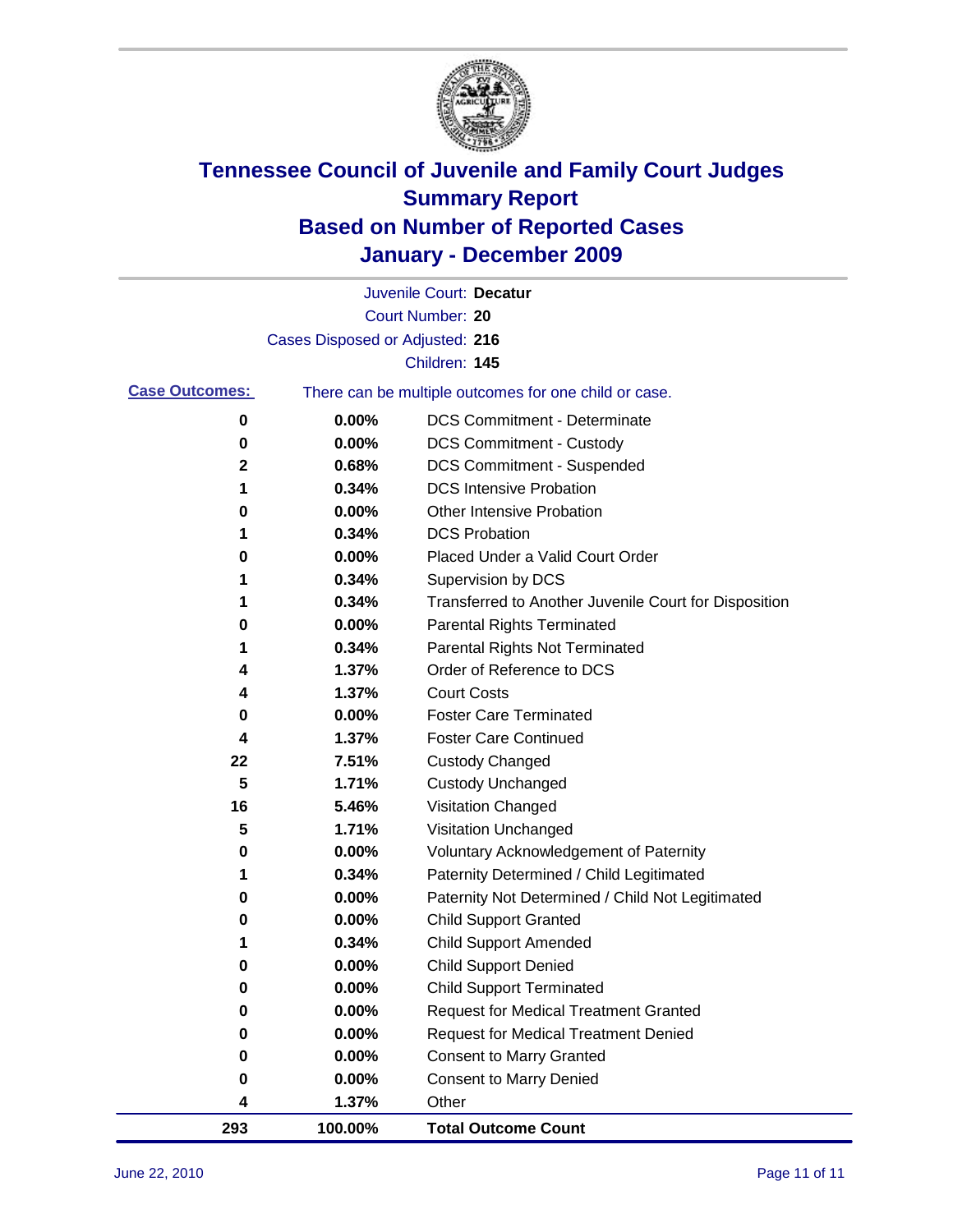# Tennessee Council of Juvenile and Family Court Judges
# Summary Report
# Based on Number of Reported Cases
# January - December 2009

Juvenile Court: **Decatur**

Court Number: **20**

Cases Disposed or Adjusted: **216**

Children: **145**

**Case Outcomes:** There can be multiple outcomes for one child or case.

| | | |
|---|---|---|
| 0 | 0.00% | DCS Commitment - Determinate |
| 0 | 0.00% | DCS Commitment - Custody |
| 2 | 0.68% | DCS Commitment - Suspended |
| 1 | 0.34% | DCS Intensive Probation |
| 0 | 0.00% | Other Intensive Probation |
| 1 | 0.34% | DCS Probation |
| 0 | 0.00% | Placed Under a Valid Court Order |
| 1 | 0.34% | Supervision by DCS |
| 1 | 0.34% | Transferred to Another Juvenile Court for Disposition |
| 0 | 0.00% | Parental Rights Terminated |
| 1 | 0.34% | Parental Rights Not Terminated |
| 4 | 1.37% | Order of Reference to DCS |
| 4 | 1.37% | Court Costs |
| 0 | 0.00% | Foster Care Terminated |
| 4 | 1.37% | Foster Care Continued |
| 22 | 7.51% | Custody Changed |
| 5 | 1.71% | Custody Unchanged |
| 16 | 5.46% | Visitation Changed |
| 5 | 1.71% | Visitation Unchanged |
| 0 | 0.00% | Voluntary Acknowledgement of Paternity |
| 1 | 0.34% | Paternity Determined / Child Legitimated |
| 0 | 0.00% | Paternity Not Determined / Child Not Legitimated |
| 0 | 0.00% | Child Support Granted |
| 1 | 0.34% | Child Support Amended |
| 0 | 0.00% | Child Support Denied |
| 0 | 0.00% | Child Support Terminated |
| 0 | 0.00% | Request for Medical Treatment Granted |
| 0 | 0.00% | Request for Medical Treatment Denied |
| 0 | 0.00% | Consent to Marry Granted |
| 0 | 0.00% | Consent to Marry Denied |
| 4 | 1.37% | Other |
| **293** | **100.00%** | **Total Outcome Count** |